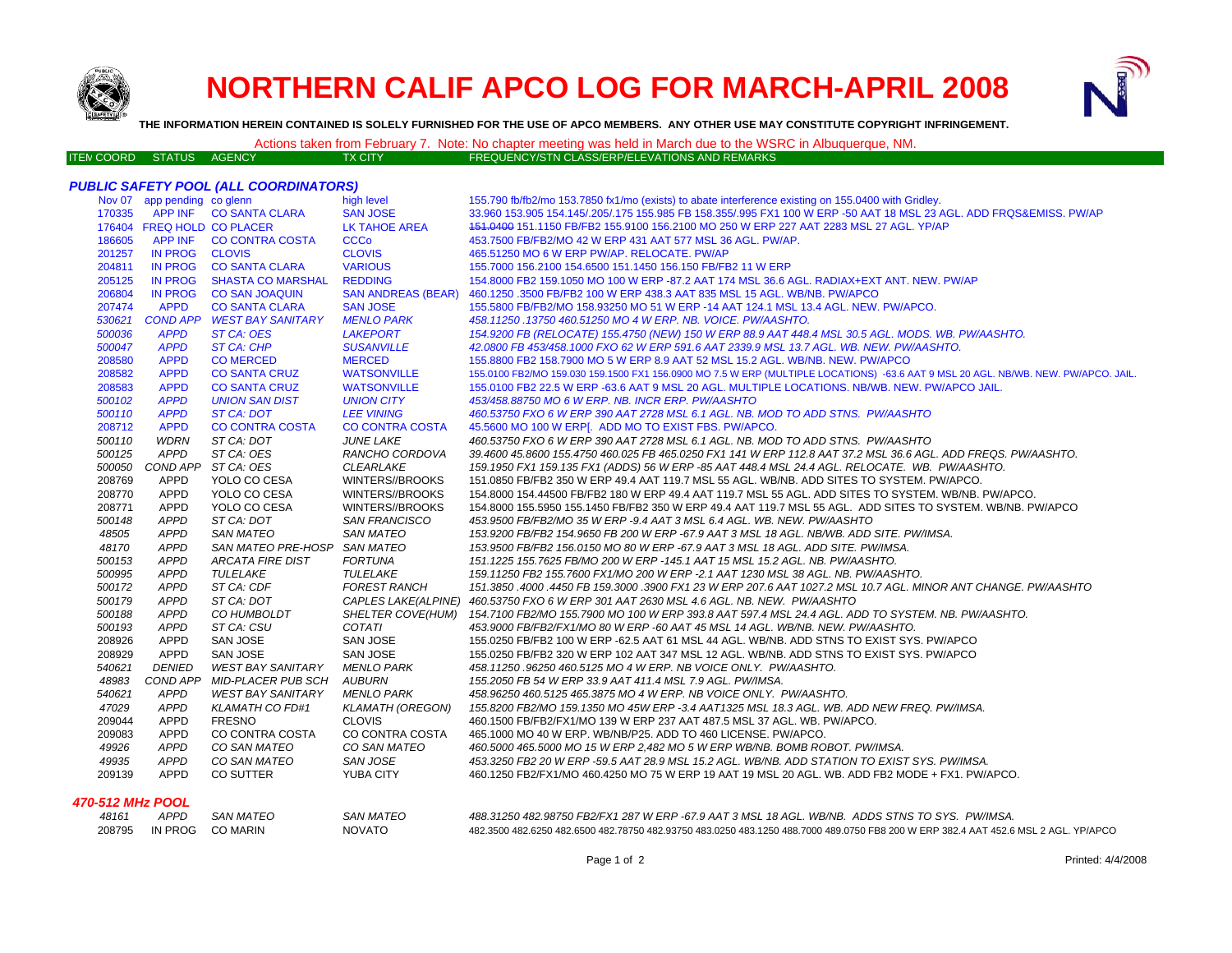# NORTHERN CALIF APCO LOG FOR MARCH-APRIL 2008

**THE INFORMATION HEREIN CONTAINED IS SOLELY FURNISHED FOR THE USE OF APCO MEMBERS. ANY OTHER USE MAY CONSTITUTE COPYRIGHT INFRINGEMENT.**

Actions taken from February 7. Note: No chapter meeting was held in March due to the WSRC in Albuquerque, NM.

| ITEM COORD | STATUS | AGENCY | TX CITY | FREQUENCY/STN CLASS/ERP/ELEVATIONS AND REMARKS |
|---|---|---|---|---|

### PUBLIC SAFETY POOL (ALL COORDINATORS)

| ITEM COORD | STATUS | AGENCY | TX CITY | FREQUENCY/STN CLASS/ERP/ELEVATIONS AND REMARKS |
|---|---|---|---|---|
| Nov 07 | app pending | co glenn | high level | 155.790 fb/fb2/mo 153.7850 fx1/mo (exists) to abate interference existing on 155.0400 with Gridley. |
| 170335 | APP INF | CO SANTA CLARA | SAN JOSE | 33.960 153.905 154.145/.205/.175 155.985 FB 158.355/.995 FX1 100 W ERP -50 AAT 18 MSL 23 AGL. ADD FRQS&EMISS. PW/AP |
| 176404 | FREQ HOLD | CO PLACER | LK TAHOE AREA | ~~151.0400~~ 151.1150 FB/FB2 155.9100 156.2100 MO 250 W ERP 227 AAT 2283 MSL 27 AGL. YP/AP |
| 186605 | APP INF | CO CONTRA COSTA | CCCo | 453.7500 FB/FB2/MO 42 W ERP 431 AAT 577 MSL 36 AGL. PW/AP. |
| 201257 | IN PROG | CLOVIS | CLOVIS | 465.51250 MO 6 W ERP PW/AP. RELOCATE. PW/AP |
| 204811 | IN PROG | CO SANTA CLARA | VARIOUS | 155.7000 156.2100 154.6500 151.1450 156.150 FB/FB2 11 W ERP |
| 205125 | IN PROG | SHASTA CO MARSHAL | REDDING | 154.8000 FB2 159.1050 MO 100 W ERP -87.2 AAT 174 MSL 36.6 AGL. RADIAX+EXT ANT. NEW. PW/AP |
| 206804 | IN PROG | CO SAN JOAQUIN | SAN ANDREAS (BEAR) | 460.1250 .3500 FB/FB2 100 W ERP 438.3 AAT 835 MSL 15 AGL. WB/NB. PW/APCO |
| 207474 | APPD | CO SANTA CLARA | SAN JOSE | 155.5800 FB/FB2/MO 158.93250 MO 51 W ERP -14 AAT 124.1 MSL 13.4 AGL. NEW. PW/APCO. |
| *530621* | *COND APP* | *WEST BAY SANITARY* | *MENLO PARK* | *458.11250 .13750 460.51250 MO 4 W ERP. NB. VOICE. PW/AASHTO.* |
| *500036* | *APPD* | *ST CA: OES* | *LAKEPORT* | *154.9200 FB (RELOCATE) 155.4750 (NEW) 150 W ERP 88.9 AAT 448.4 MSL 30.5 AGL. MODS. WB. PW/AASHTO.* |
| *500047* | *APPD* | *ST CA: CHP* | *SUSANVILLE* | *42.0800 FB 453/458.1000 FXO 62 W ERP 591.6 AAT 2339.9 MSL 13.7 AGL. WB. NEW. PW/AASHTO.* |
| 208580 | APPD | CO MERCED | MERCED | 155.8800 FB2 158.7900 MO 5 W ERP 8.9 AAT 52 MSL 15.2 AGL. WB/NB. NEW. PW/APCO |
| 208582 | APPD | CO SANTA CRUZ | WATSONVILLE | 155.0100 FB2/MO 159.030 159.1500 FX1 156.0900 MO 7.5 W ERP (MULTIPLE LOCATIONS) -63.6 AAT 9 MSL 20 AGL. NB/WB. NEW. PW/APCO. JAIL. |
| 208583 | APPD | CO SANTA CRUZ | WATSONVILLE | 155.0100 FB2 22.5 W ERP -63.6 AAT 9 MSL 20 AGL. MULTIPLE LOCATIONS. NB/WB. NEW. PW/APCO JAIL. |
| *500102* | *APPD* | *UNION SAN DIST* | *UNION CITY* | *453/458.88750 MO 6 W ERP. NB. INCR ERP. PW/AASHTO* |
| *500110* | *APPD* | *ST CA: DOT* | *LEE VINING* | *460.53750 FXO 6 W ERP 390 AAT 2728 MSL 6.1 AGL. NB. MOD TO ADD STNS. PW/AASHTO* |
| 208712 | APPD | CO CONTRA COSTA | CO CONTRA COSTA | 45.5600 MO 100 W ERP[. ADD MO TO EXIST FBS. PW/APCO. |
| *500110* | *WDRN* | *ST CA: DOT* | *JUNE LAKE* | *460.53750 FXO 6 W ERP 390 AAT 2728 MSL 6.1 AGL. NB. MOD TO ADD STNS. PW/AASHTO* |
| *500125* | *APPD* | *ST CA: OES* | *RANCHO CORDOVA* | *39.4600 45.8600 155.4750 460.025 FB 465.0250 FX1 141 W ERP 112.8 AAT 37.2 MSL 36.6 AGL. ADD FREQS. PW/AASHTO.* |
| *500050* | *COND APP* | *ST CA: OES* | *CLEARLAKE* | *159.1950 FX1 159.135 FX1 (ADDS) 56 W ERP -85 AAT 448.4 MSL 24.4 AGL. RELOCATE. WB. PW/AASHTO.* |
| 208769 | APPD | YOLO CO CESA | WINTERS//BROOKS | 151.0850 FB/FB2 350 W ERP 49.4 AAT 119.7 MSL 55 AGL. WB/NB. ADD SITES TO SYSTEM. PW/APCO. |
| 208770 | APPD | YOLO CO CESA | WINTERS//BROOKS | 154.8000 154.44500 FB/FB2 180 W ERP 49.4 AAT 119.7 MSL 55 AGL. ADD SITES TO SYSTEM. WB/NB. PW/APCO. |
| 208771 | APPD | YOLO CO CESA | WINTERS//BROOKS | 154.8000 155.5950 155.1450 FB/FB2 350 W ERP 49.4 AAT 119.7 MSL 55 AGL. ADD SITES TO SYSTEM. WB/NB. PW/APCO |
| *500148* | *APPD* | *ST CA: DOT* | *SAN FRANCISCO* | *453.9500 FB/FB2/MO 35 W ERP -9.4 AAT 3 MSL 6.4 AGL. WB. NEW. PW/AASHTO* |
| *48505* | *APPD* | *SAN MATEO* | *SAN MATEO* | *153.9200 FB/FB2 154.9650 FB 200 W ERP -67.9 AAT 3 MSL 18 AGL. NB/WB. ADD SITE. PW/IMSA.* |
| *48170* | *APPD* | *SAN MATEO PRE-HOSP* | *SAN MATEO* | *153.9500 FB/FB2 156.0150 MO 80 W ERP -67.9 AAT 3 MSL 18 AGL. ADD SITE. PW/IMSA.* |
| *500153* | *APPD* | *ARCATA FIRE DIST* | *FORTUNA* | *151.1225 155.7625 FB/MO 200 W ERP -145.1 AAT 15 MSL 15.2 AGL. NB. PW/AASHTO.* |
| *500995* | *APPD* | *TULELAKE* | *TULELAKE* | *159.11250 FB2 155.7600 FX1/MO 200 W ERP -2.1 AAT 1230 MSL 38 AGL. NB. PW/AASHTO.* |
| *500172* | *APPD* | *ST CA: CDF* | *FOREST RANCH* | *151.3850 .4000 .4450 FB 159.3000 .3900 FX1 23 W ERP 207.6 AAT 1027.2 MSL 10.7 AGL. MINOR ANT CHANGE. PW/AASHTO* |
| *500179* | *APPD* | *ST CA: DOT* | *CAPLES LAKE(ALPINE)* | *460.53750 FXO 6 W ERP 301 AAT 2630 MSL 4.6 AGL. NB. NEW. PW/AASHTO* |
| *500188* | *APPD* | *CO HUMBOLDT* | *SHELTER COVE(HUM)* | *154.7100 FB2/MO 155.7900 MO 100 W ERP 393.8 AAT 597.4 MSL 24.4 AGL. ADD TO SYSTEM. NB. PW/AASHTO.* |
| *500193* | *APPD* | *ST CA: CSU* | *COTATI* | *453.9000 FB/FB2/FX1/MO 80 W ERP -60 AAT 45 MSL 14 AGL. WB/NB. NEW. PW/AASHTO.* |
| 208926 | APPD | SAN JOSE | SAN JOSE | 155.0250 FB/FB2 100 W ERP -62.5 AAT 61 MSL 44 AGL. WB/NB. ADD STNS TO EXIST SYS. PW/APCO |
| 208929 | APPD | SAN JOSE | SAN JOSE | 155.0250 FB/FB2 320 W ERP 102 AAT 347 MSL 12 AGL. WB/NB. ADD STNS TO EXIST SYS. PW/APCO |
| *540621* | *DENIED* | *WEST BAY SANITARY* | *MENLO PARK* | *458.11250 .96250 460.5125 MO 4 W ERP. NB VOICE ONLY. PW/AASHTO.* |
| *48983* | *COND APP* | *MID-PLACER PUB SCH* | *AUBURN* | *155.2050 FB 54 W ERP 33.9 AAT 411.4 MSL 7.9 AGL. PW/IMSA.* |
| *540621* | *APPD* | *WEST BAY SANITARY* | *MENLO PARK* | *458.96250 460.5125 463.3875 MO 4 W ERP. NB VOICE ONLY. PW/AASHTO.* |
| *47029* | *APPD* | *KLAMATH CO FD#1* | *KLAMATH (OREGON)* | *155.8200 FB2/MO 159.1350 MO 45W ERP -3.4 AAT1325 MSL 18.3 AGL. WB. ADD NEW FREQ. PW/IMSA.* |
| 209044 | APPD | FRESNO | CLOVIS | 460.1500 FB/FB2/FX1/MO 139 W ERP 237 AAT 487.5 MSL 37 AGL. WB. PW/APCO. |
| 209083 | APPD | CO CONTRA COSTA | CO CONTRA COSTA | 465.1000 MO 40 W ERP. WB/NB/P25. ADD TO 460 LICENSE. PW/APCO. |
| *49926* | *APPD* | *CO SAN MATEO* | *CO SAN MATEO* | *460.5000 465.5000 MO 15 W ERP 2,482 MO 5 W ERP WB/NB. BOMB ROBOT. PW/IMSA.* |
| *49935* | *APPD* | *CO SAN MATEO* | *SAN JOSE* | *453.3250 FB2 20 W ERP -59.5 AAT 28.9 MSL 15.2 AGL. WB/NB. ADD STATION TO EXIST SYS. PW/IMSA.* |
| 209139 | APPD | CO SUTTER | YUBA CITY | 460.1250 FB2/FX1/MO 460.4250 MO 75 W ERP 19 AAT 19 MSL 20 AGL. WB. ADD FB2 MODE + FX1. PW/APCO. |

### 470-512 MHz POOL

| ITEM COORD | STATUS | AGENCY | TX CITY | FREQUENCY/STN CLASS/ERP/ELEVATIONS AND REMARKS |
|---|---|---|---|---|
| *48161* | *APPD* | *SAN MATEO* | *SAN MATEO* | *488.31250 482.98750 FB2/FX1 287 W ERP -67.9 AAT 3 MSL 18 AGL. WB/NB. ADDS STNS TO SYS. PW/IMSA.* |
| 208795 | IN PROG | CO MARIN | NOVATO | 482.3500 482.6250 482.6500 482.78750 482.93750 483.0250 483.1250 488.7000 489.0750 FB8 200 W ERP 382.4 AAT 452.6 MSL 2 AGL. YP/APCO |

Printed: 4/4/2008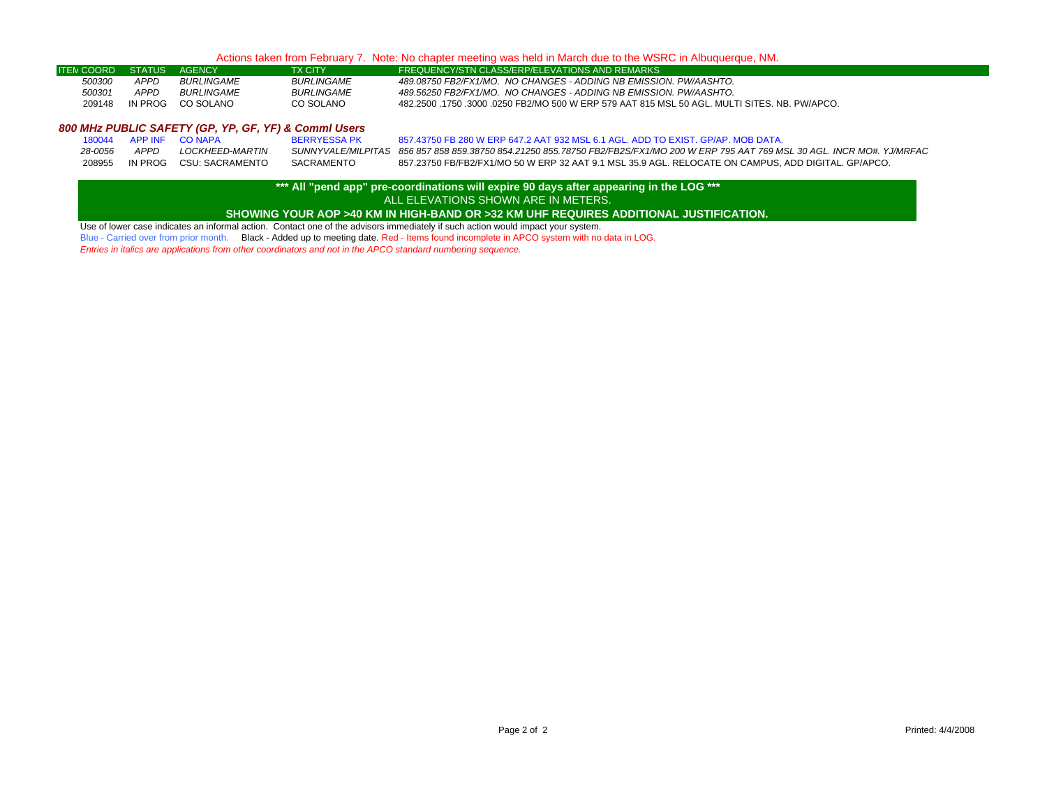Actions taken from February 7. Note: No chapter meeting was held in March due to the WSRC in Albuquerque, NM.

| ITEM COORD | STATUS | AGENCY | TX CITY | FREQUENCY/STN CLASS/ERP/ELEVATIONS AND REMARKS |
|---|---|---|---|---|
| *500300* | *APPD* | *BURLINGAME* | *BURLINGAME* | *489.08750 FB2/FX1/MO. NO CHANGES - ADDING NB EMISSION. PW/AASHTO.* |
| *500301* | *APPD* | *BURLINGAME* | *BURLINGAME* | *489.56250 FB2/FX1/MO. NO CHANGES - ADDING NB EMISSION. PW/AASHTO.* |
| 209148 | IN PROG | CO SOLANO | CO SOLANO | 482.2500 .1750 .3000 .0250 FB2/MO 500 W ERP 579 AAT 815 MSL 50 AGL. MULTI SITES. NB. PW/APCO. |

### *800 MHz PUBLIC SAFETY (GP, YP, GF, YF) & Comml Users*

| ITEM COORD | STATUS | AGENCY | TX CITY | FREQUENCY/STN CLASS/ERP/ELEVATIONS AND REMARKS |
|---|---|---|---|---|
| 180044 | APP INF | CO NAPA | BERRYESSA PK | 857.43750 FB 280 W ERP 647.2 AAT 932 MSL 6.1 AGL. ADD TO EXIST. GP/AP. MOB DATA. |
| *28-0056* | *APPD* | *LOCKHEED-MARTIN* | *SUNNYVALE/MILPITAS* | *856 857 858 859.38750 854.21250 855.78750 FB2/FB2S/FX1/MO 200 W ERP 795 AAT 769 MSL 30 AGL. INCR MO#. YJ/MRFAC* |
| 208955 | IN PROG | CSU: SACRAMENTO | SACRAMENTO | 857.23750 FB/FB2/FX1/MO 50 W ERP 32 AAT 9.1 MSL 35.9 AGL. RELOCATE ON CAMPUS, ADD DIGITAL. GP/APCO. |

**\*\*\* All "pend app" pre-coordinations will expire 90 days after appearing in the LOG \*\*\***

ALL ELEVATIONS SHOWN ARE IN METERS.

**SHOWING YOUR AOP >40 KM IN HIGH-BAND OR >32 KM UHF REQUIRES ADDITIONAL JUSTIFICATION.**

Use of lower case indicates an informal action. Contact one of the advisors immediately if such action would impact your system.

Blue - Carried over from prior month. Black - Added up to meeting date. Red - Items found incomplete in APCO system with no data in LOG.

*Entries in italics are applications from other coordinators and not in the APCO standard numbering sequence.*

Printed: 4/4/2008